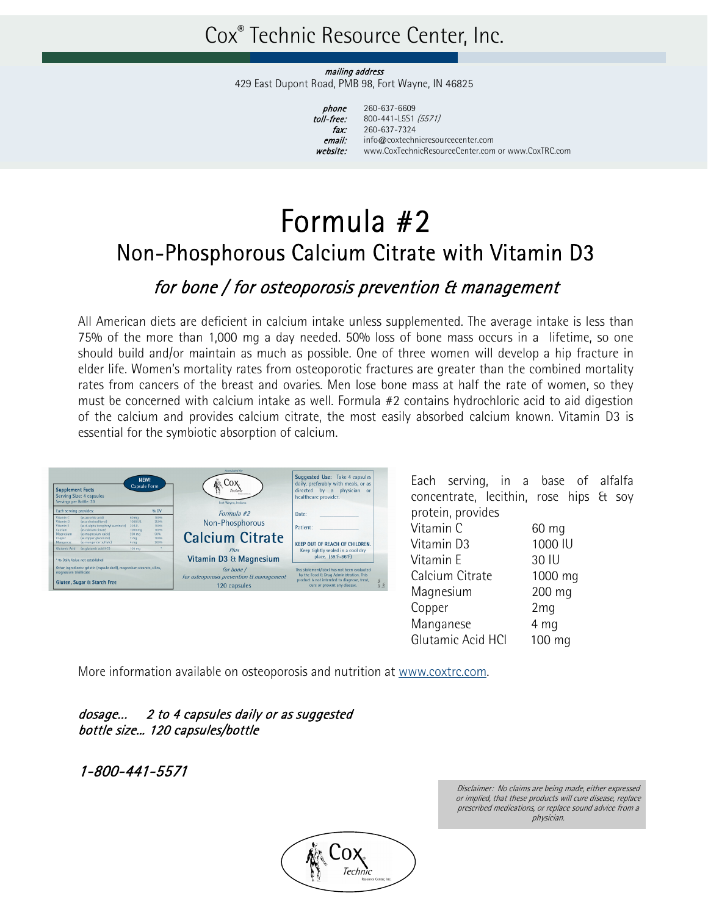# Cox® Technic Resource Center, Inc.

*mailing address*
429 East Dupont Road, PMB 98, Fort Wayne, IN 46825

*phone* 260-637-6609
*toll-free:* 800-441-L5S1 *(5571)*
*fax:* 260-637-7324
*email:* info@coxtechnicresourcecenter.com
*website:* www.CoxTechnicResourceCenter.com or www.CoxTRC.com

# Formula #2

## Non-Phosphorous Calcium Citrate with Vitamin D3

### *for bone / for osteoporosis prevention & management*

All American diets are deficient in calcium intake unless supplemented. The average intake is less than 75% of the more than 1,000 mg a day needed. 50% loss of bone mass occurs in a lifetime, so one should build and/or maintain as much as possible. One of three women will develop a hip fracture in elder life. Women's mortality rates from osteoporotic fractures are greater than the combined mortality rates from cancers of the breast and ovaries. Men lose bone mass at half the rate of women, so they must be concerned with calcium intake as well. Formula #2 contains hydrochloric acid to aid digestion of the calcium and provides calcium citrate, the most easily absorbed calcium known. Vitamin D3 is essential for the symbiotic absorption of calcium.

Each serving, in a base of alfalfa concentrate, lecithin, rose hips & soy protein, provides

| | |
|---|---|
| Vitamin C | 60 mg |
| Vitamin D3 | 1000 IU |
| Vitamin E | 30 IU |
| Calcium Citrate | 1000 mg |
| Magnesium | 200 mg |
| Copper | 2mg |
| Manganese | 4 mg |
| Glutamic Acid HCl | 100 mg |

More information available on osteoporosis and nutrition at www.coxtrc.com.

*dosage... 2 to 4 capsules daily or as suggested*
*bottle size... 120 capsules/bottle*

*1-800-441-5571*

*Disclaimer: No claims are being made, either expressed or implied, that these products will cure disease, replace prescribed medications, or replace sound advice from a physician.*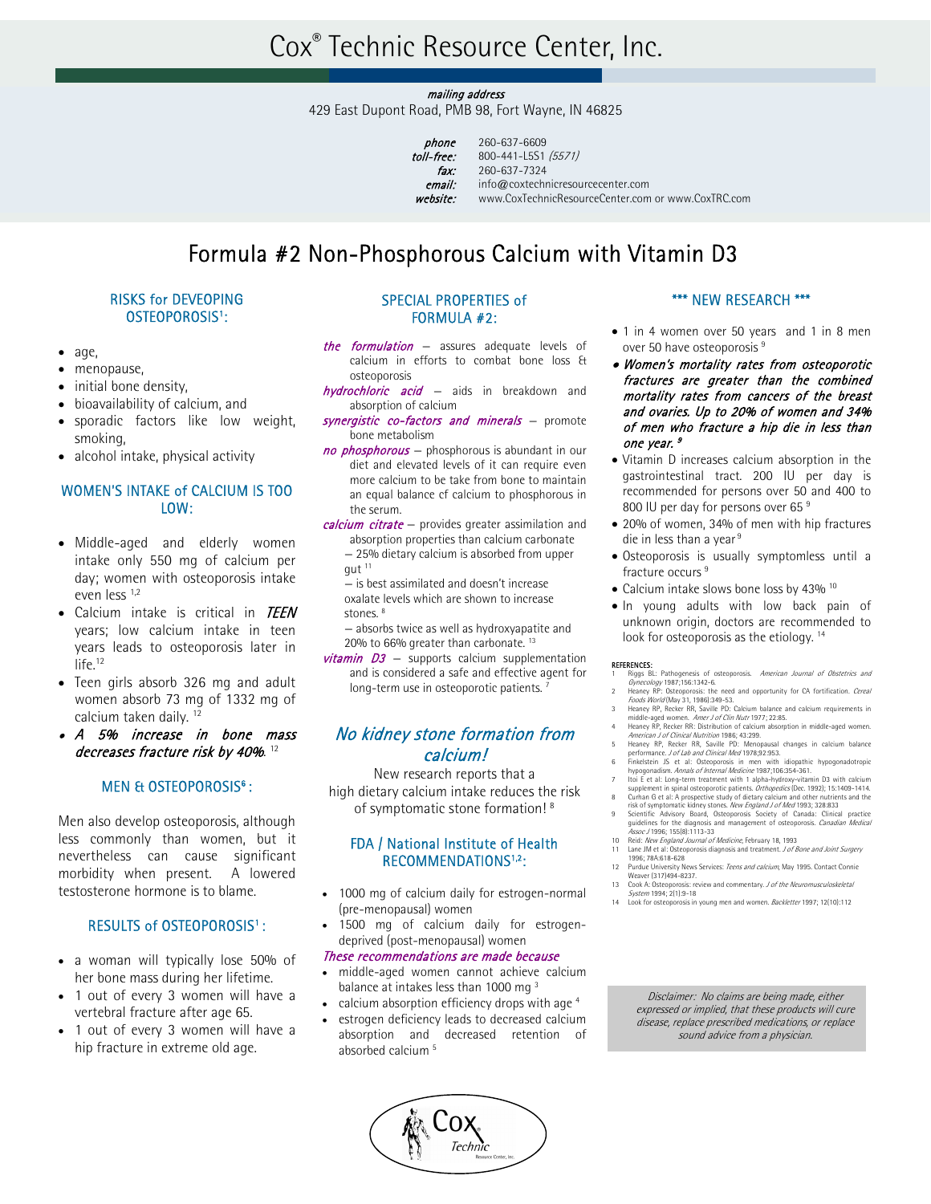# Cox® Technic Resource Center, Inc.

*mailing address*
429 East Dupont Road, PMB 98, Fort Wayne, IN 46825

*phone* 260-637-6609
*toll-free:* 800-441-L5S1 *(5571)*
*fax:* 260-637-7324
*email:* info@coxtechnicresourcecenter.com
*website:* www.CoxTechnicResourceCenter.com or www.CoxTRC.com

## Formula #2 Non-Phosphorous Calcium with Vitamin D3

### RISKS for DEVEOPING OSTEOPOROSIS[1]:

- age,
- menopause,
- initial bone density,
- bioavailability of calcium, and
- sporadic factors like low weight, smoking,
- alcohol intake, physical activity

### WOMEN'S INTAKE of CALCIUM IS TOO LOW:

- Middle-aged and elderly women intake only 550 mg of calcium per day; women with osteoporosis intake even less [1,2]
- Calcium intake is critical in *TEEN* years; low calcium intake in teen years leads to osteoporosis later in life.[12]
- Teen girls absorb 326 mg and adult women absorb 73 mg of 1332 mg of calcium taken daily. [12]
- *A 5% increase in bone mass decreases fracture risk by 40%*. [12]

### MEN & OSTEOPOROSIS[6]:

Men also develop osteoporosis, although less commonly than women, but it nevertheless can cause significant morbidity when present. A lowered testosterone hormone is to blame.

### RESULTS of OSTEOPOROSIS[1]:

- a woman will typically lose 50% of her bone mass during her lifetime.
- 1 out of every 3 women will have a vertebral fracture after age 65.
- 1 out of every 3 women will have a hip fracture in extreme old age.

### SPECIAL PROPERTIES of FORMULA #2:

*the formulation* – assures adequate levels of calcium in efforts to combat bone loss & osteoporosis

*hydrochloric acid* – aids in breakdown and absorption of calcium

*synergistic co-factors and minerals* – promote bone metabolism

*no phosphorous* – phosphorous is abundant in our diet and elevated levels of it can require even more calcium to be take from bone to maintain an equal balance cf calcium to phosphorous in the serum.

*calcium citrate* – provides greater assimilation and absorption properties than calcium carbonate
– 25% dietary calcium is absorbed from upper gut [11]
– is best assimilated and doesn't increase oxalate levels which are shown to increase stones. [8]
– absorbs twice as well as hydroxyapatite and 20% to 66% greater than carbonate. [13]

*vitamin D3* – supports calcium supplementation and is considered a safe and effective agent for long-term use in osteoporotic patients. [7]

### *No kidney stone formation from calcium!*

New research reports that a high dietary calcium intake reduces the risk of symptomatic stone formation! [8]

### FDA / National Institute of Health RECOMMENDATIONS[1,2]:

- 1000 mg of calcium daily for estrogen-normal (pre-menopausal) women
- 1500 mg of calcium daily for estrogen-deprived (post-menopausal) women

*These recommendations are made because*

- middle-aged women cannot achieve calcium balance at intakes less than 1000 mg [3]
- calcium absorption efficiency drops with age [4]
- estrogen deficiency leads to decreased calcium absorption and decreased retention of absorbed calcium [5]

### *** NEW RESEARCH ***

- 1 in 4 women over 50 years and 1 in 8 men over 50 have osteoporosis [9]
- *Women's mortality rates from osteoporotic fractures are greater than the combined mortality rates from cancers of the breast and ovaries. Up to 20% of women and 34% of men who fracture a hip die in less than one year.* [9]
- Vitamin D increases calcium absorption in the gastrointestinal tract. 200 IU per day is recommended for persons over 50 and 400 to 800 IU per day for persons over 65 [9]
- 20% of women, 34% of men with hip fractures die in less than a year [9]
- Osteoporosis is usually symptomless until a fracture occurs [9]
- Calcium intake slows bone loss by 43% [10]
- In young adults with low back pain of unknown origin, doctors are recommended to look for osteoporosis as the etiology. [14]

**REFERENCES:**

1. Riggs BL: Pathogenesis of osteoporosis. *American Journal of Obstetrics and Gynecology* 1987;156:1342-6.
2. Heaney RP: Osteoporosis: the need and opportunity for CA fortification. *Cereal Foods World* (May 31, 1986):349-53.
3. Heaney RP, Recker RR, Saville PD: Calcium balance and calcium requirements in middle-aged women. *Amer J of Clin Nutr* 1977; 22:85.
4. Heaney RP, Recker RR: Distribution of calcium absorption in middle-aged women. *American J of Clinical Nutrition* 1986; 43:299.
5. Heaney RP, Recker RR, Saville PD: Menopausal changes in calcium balance performance. *J of Lab and Clinical Med* 1978;92:953.
6. Finkelstein JS et al: Osteoporosis in men with idiopathic hypogonadotropic hypogonadism. *Annals of Internal Medicine* 1987;106:354-361.
7. Itoi E et al: Long-term treatment with 1 alpha-hydroxy-vitamin D3 with calcium supplement in spinal osteoporotic patients. *Orthopedics* (Dec. 1992); 15:1409-1414.
8. Curhan G et al: A prospective study of dietary calcium and other nutrients and the risk of symptomatic kidney stones. *New England J of Med* 1993; 328:833
9. Scientific Advisory Board, Osteoporosis Society of Canada: Clinical practice guidelines for the diagnosis and management of osteoporosis. *Canadian Medical Assoc J* 1996; 155(8):1113-33
10. Reid: *New England Journal of Medicine*, February 18, 1993
11. Lane JM et al: Osteoporosis diagnosis and treatment. *J of Bone and Joint Surgery* 1996; 78A:618-628
12. Purdue University News Services: *Teens and calcium*, May 1995. Contact Connie Weaver (317)494-8237.
13. Cook A: Osteoporosis: review and commentary. *J of the Neuromusculoskeletal System* 1994; 2(1):9-18
14. Look for osteoporosis in young men and women. *Backletter* 1997; 12(10):112

*Disclaimer: No claims are being made, either expressed or implied, that these products will cure disease, replace prescribed medications, or replace sound advice from a physician.*

Cox Technic Resource Center, Inc.